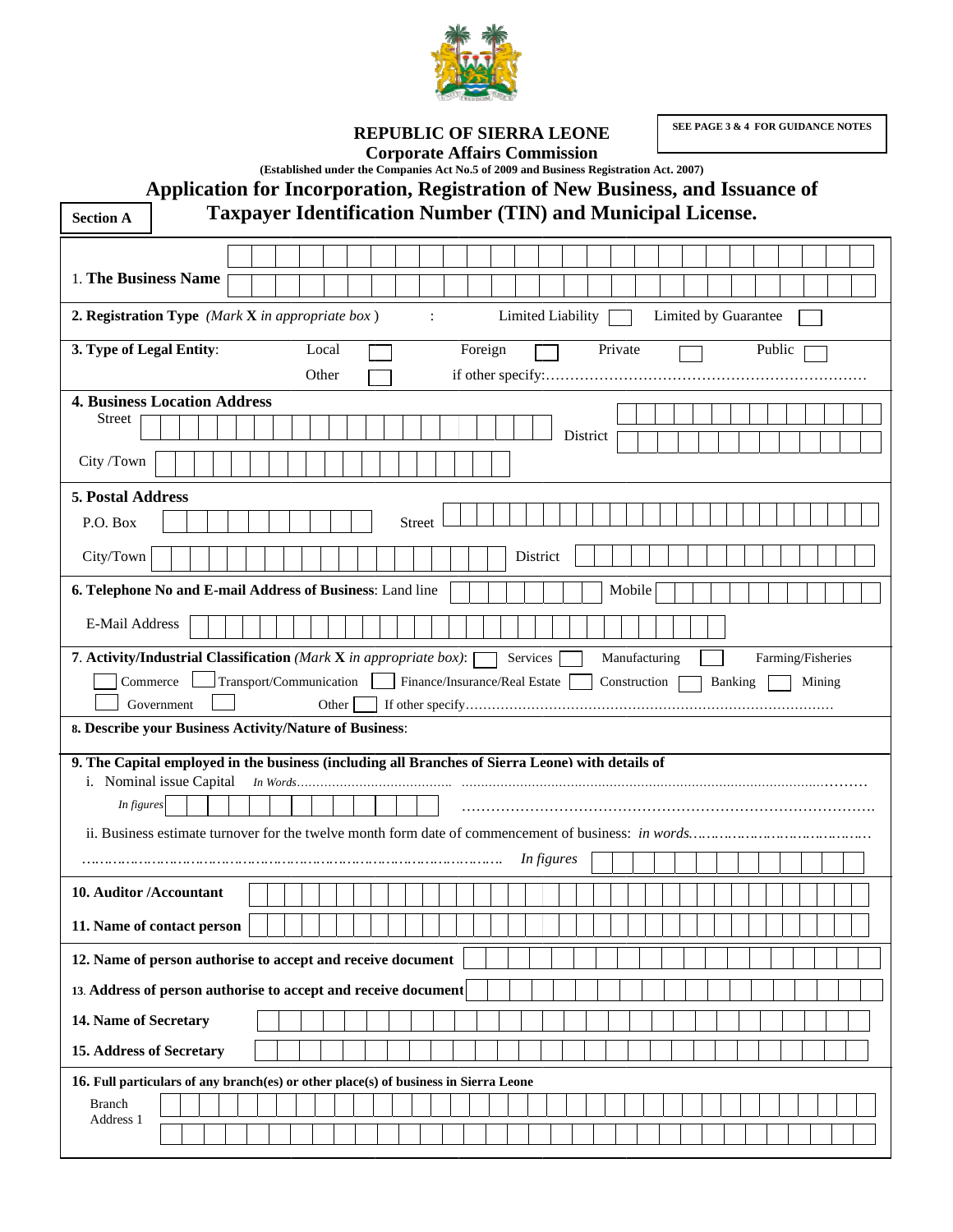SEE PAGE 3 & 4 FOR GUIDANCE NOTES

**REPUBLIC OF SIERRA LEONE**

**Corporate Affairs Commission**

**(Established under the Companies Act No.5 of 2009 and Business Registration Act. 2007)**

# Application for Incorporation, Registration of New Business, and Issuance of Taxpayer Identification Number (TIN) and Municipal License.

**Section A**

1. **The Business Name** ☐

**2. Registration Type** *(Mark* **X** *in appropriate box )* : Limited Liability ☐ Limited by Guarantee ☐

**3. Type of Legal Entity**: Local ☐ Foreign ☐ Private ☐ Public ☐ Other ☐ if other specify:……………………………………………………………

**4. Business Location Address**

Street ☐ District ☐

City /Town ☐

**5. Postal Address**

P.O. Box ☐ Street ☐

City/Town ☐ District ☐

**6. Telephone No and E-mail Address of Business**: Land line ☐ Mobile ☐

E-Mail Address ☐

**7. Activity/Industrial Classification** *(Mark* **X** *in appropriate box)*: ☐ Services ☐ Manufacturing ☐ Farming/Fisheries ☐ Commerce ☐ Transport/Communication ☐ Finance/Insurance/Real Estate ☐ Construction ☐ Banking ☐ Mining ☐ Government ☐ Other ☐ If other specify…………………………………………………………………………

**8. Describe your Business Activity/Nature of Business**:

**9. The Capital employed in the business (including all Branches of Sierra Leone) with details of**

i. Nominal issue Capital *In Words*……………………………………………………………………………………………………

*In figures* ☐ ………………………………………………………………………….

ii. Business estimate turnover for the twelve month form date of commencement of business: *in words*…………………………………..

……………………………………………………………………………………. *In figures* ☐

**10. Auditor /Accountant** ☐

**11. Name of contact person** ☐

**12. Name of person authorise to accept and receive document** ☐

**13. Address of person authorise to accept and receive document** ☐

**14. Name of Secretary** ☐

**15. Address of Secretary** ☐

**16. Full particulars of any branch(es) or other place(s) of business in Sierra Leone**

Branch Address 1 ☐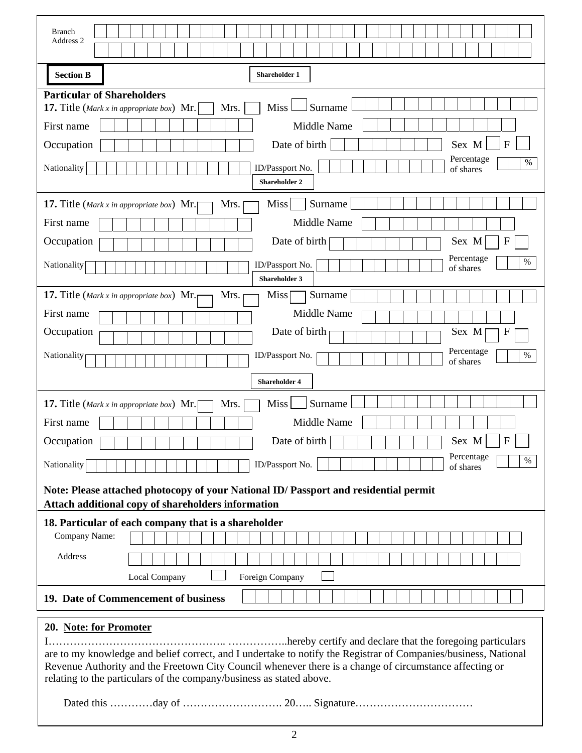Branch Address 2

**Section B**

**Shareholder 1**

**Particular of Shareholders**

**17.** Title (*Mark x in appropriate box*) Mr. ☐ Mrs. ☐ Miss ☐ Surname

First name Middle Name

Occupation Date of birth Sex M ☐ F ☐

Nationality ID/Passport No. Percentage of shares %

**Shareholder 2**

**17.** Title (*Mark x in appropriate box*) Mr. ☐ Mrs. ☐ Miss ☐ Surname

First name Middle Name

Occupation Date of birth Sex M ☐ F ☐

Nationality ID/Passport No. Percentage of shares %

**Shareholder 3**

**17.** Title (*Mark x in appropriate box*) Mr. ☐ Mrs. ☐ Miss ☐ Surname

First name Middle Name

Occupation Date of birth Sex M ☐ F ☐

Nationality ID/Passport No. Percentage of shares %

**Shareholder 4**

**17.** Title (*Mark x in appropriate box*) Mr. ☐ Mrs. ☐ Miss ☐ Surname

First name Middle Name

Occupation Date of birth Sex M ☐ F ☐

Nationality ID/Passport No. Percentage of shares %

**Note: Please attached photocopy of your National ID/ Passport and residential permit**
**Attach additional copy of shareholders information**

**18. Particular of each company that is a shareholder**

Company Name:

Address

Local Company ☐ Foreign Company ☐

**19. Date of Commencement of business**

**20. Note: for Promoter**

I………………………………………….. ……………..hereby certify and declare that the foregoing particulars are to my knowledge and belief correct, and I undertake to notify the Registrar of Companies/business, National Revenue Authority and the Freetown City Council whenever there is a change of circumstance affecting or relating to the particulars of the company/business as stated above.

Dated this …………day of ………………………. 20….. Signature……………………………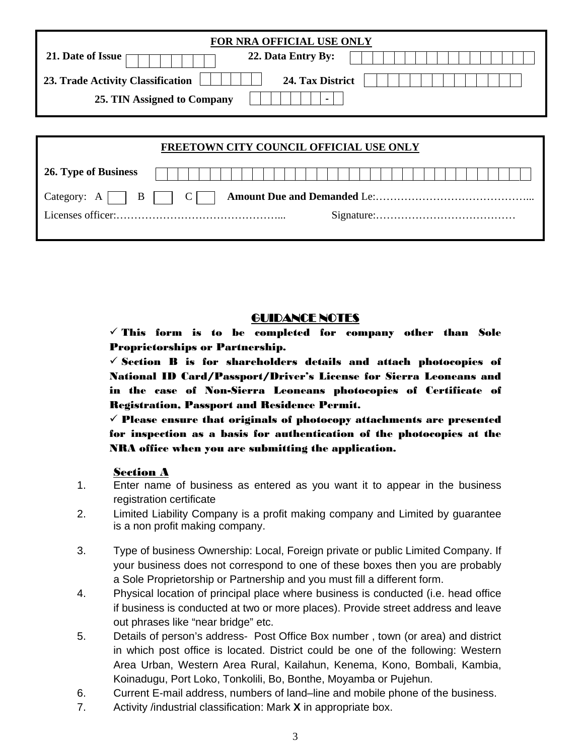**FOR NRA OFFICIAL USE ONLY**

**21. Date of Issue** | | | | | | | | |  **22. Data Entry By:** | | | | | | | | | | | | | | | | | |

**23. Trade Activity Classification** | | | | | |  **24. Tax District** | | | | | | | | | | | | | | |

**25. TIN Assigned to Company** | | | | | | | | - | |

**FREETOWN CITY COUNCIL OFFICIAL USE ONLY**

**26. Type of Business** | | | | | | | | | | | | | | | | | | | | | | | | | | | | | | | | | | |

Category: A [ ] B [ ] C [ ] **Amount Due and Demanded** Le:……………………………………...

Licenses officer:………………………………………...  Signature:…………………………………

## GUIDANCE NOTES

✓ **This form is to be completed for company other than Sole Proprietorships or Partnership.**

✓ **Section B is for shareholders details and attach photocopies of National ID Card/Passport/Driver's License for Sierra Leoneans and in the case of Non-Sierra Leoneans photocopies of Certificate of Registration, Passport and Residence Permit.**

✓ **Please ensure that originals of photocopy attachments are presented for inspection as a basis for authentication of the photocopies at the NRA office when you are submitting the application.**

### Section A

1. Enter name of business as entered as you want it to appear in the business registration certificate
2. Limited Liability Company is a profit making company and Limited by guarantee is a non profit making company.
3. Type of business Ownership: Local, Foreign private or public Limited Company. If your business does not correspond to one of these boxes then you are probably a Sole Proprietorship or Partnership and you must fill a different form.
4. Physical location of principal place where business is conducted (i.e. head office if business is conducted at two or more places). Provide street address and leave out phrases like "near bridge" etc.
5. Details of person's address- Post Office Box number , town (or area) and district in which post office is located. District could be one of the following: Western Area Urban, Western Area Rural, Kailahun, Kenema, Kono, Bombali, Kambia, Koinadugu, Port Loko, Tonkolili, Bo, Bonthe, Moyamba or Pujehun.
6. Current E-mail address, numbers of land–line and mobile phone of the business.
7. Activity /industrial classification: Mark **X** in appropriate box.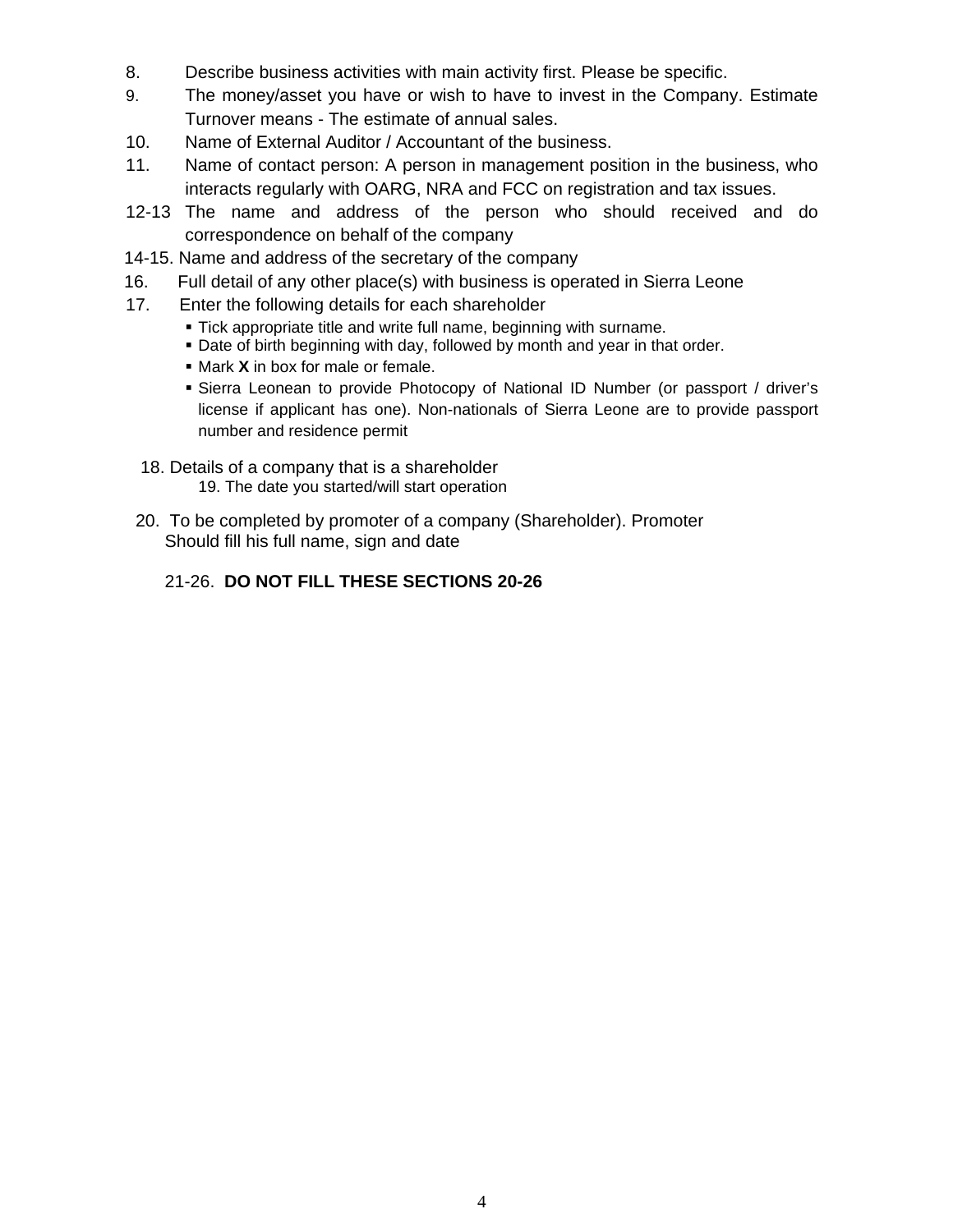8. Describe business activities with main activity first. Please be specific.
9. The money/asset you have or wish to have to invest in the Company. Estimate Turnover means - The estimate of annual sales.
10. Name of External Auditor / Accountant of the business.
11. Name of contact person: A person in management position in the business, who interacts regularly with OARG, NRA and FCC on registration and tax issues.

12-13 The name and address of the person who should received and do correspondence on behalf of the company

14-15. Name and address of the secretary of the company

16. Full detail of any other place(s) with business is operated in Sierra Leone
17. Enter the following details for each shareholder
    - Tick appropriate title and write full name, beginning with surname.
    - Date of birth beginning with day, followed by month and year in that order.
    - Mark **X** in box for male or female.
    - Sierra Leonean to provide Photocopy of National ID Number (or passport / driver's license if applicant has one). Non-nationals of Sierra Leone are to provide passport number and residence permit

18. Details of a company that is a shareholder

19. The date you started/will start operation

20. To be completed by promoter of a company (Shareholder). Promoter Should fill his full name, sign and date

21-26. **DO NOT FILL THESE SECTIONS 20-26**